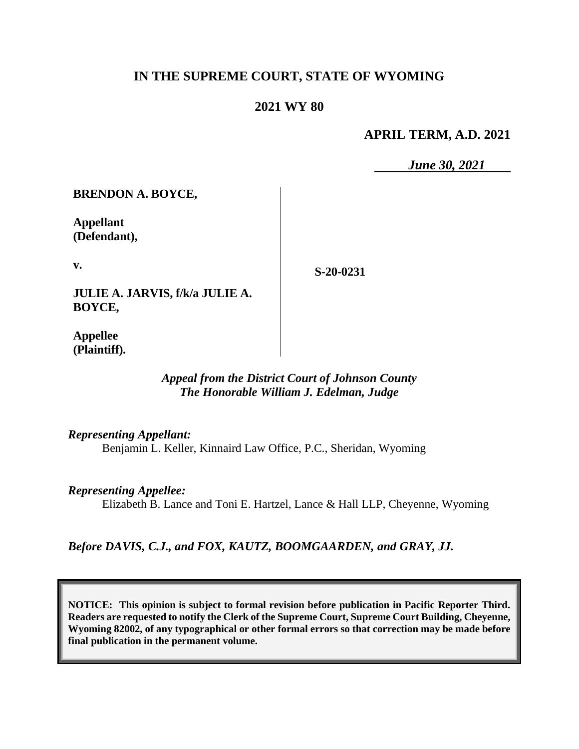# IN THE SUPREME COURT, STATE OF WYOMING

## 2021 WY 80

**APRIL TERM, A.D. 2021**

***June 30, 2021***

| | |
|---|---|
| **BRENDON A. BOYCE,**<br><br>**Appellant (Defendant),**<br><br>**v.**<br><br>**JULIE A. JARVIS, f/k/a JULIE A. BOYCE,**<br><br>**Appellee (Plaintiff).** | **S-20-0231** |

*Appeal from the District Court of Johnson County*
*The Honorable William J. Edelman, Judge*

*Representing Appellant:*
Benjamin L. Keller, Kinnaird Law Office, P.C., Sheridan, Wyoming

*Representing Appellee:*
Elizabeth B. Lance and Toni E. Hartzel, Lance & Hall LLP, Cheyenne, Wyoming

*Before DAVIS, C.J., and FOX, KAUTZ, BOOMGAARDEN, and GRAY, JJ.*

**NOTICE: This opinion is subject to formal revision before publication in Pacific Reporter Third. Readers are requested to notify the Clerk of the Supreme Court, Supreme Court Building, Cheyenne, Wyoming 82002, of any typographical or other formal errors so that correction may be made before final publication in the permanent volume.**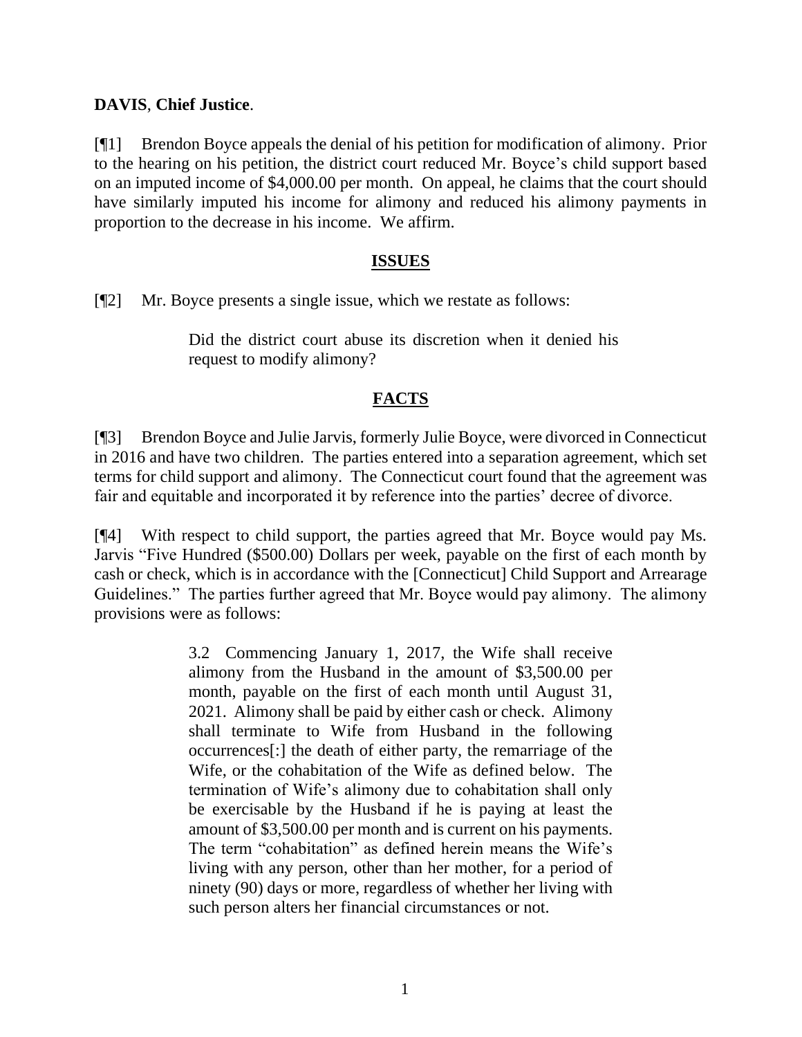**DAVIS**, **Chief Justice**.

[¶1] Brendon Boyce appeals the denial of his petition for modification of alimony. Prior to the hearing on his petition, the district court reduced Mr. Boyce's child support based on an imputed income of $4,000.00 per month. On appeal, he claims that the court should have similarly imputed his income for alimony and reduced his alimony payments in proportion to the decrease in his income. We affirm.

## ISSUES

[¶2] Mr. Boyce presents a single issue, which we restate as follows:

> Did the district court abuse its discretion when it denied his request to modify alimony?

## FACTS

[¶3] Brendon Boyce and Julie Jarvis, formerly Julie Boyce, were divorced in Connecticut in 2016 and have two children. The parties entered into a separation agreement, which set terms for child support and alimony. The Connecticut court found that the agreement was fair and equitable and incorporated it by reference into the parties' decree of divorce.

[¶4] With respect to child support, the parties agreed that Mr. Boyce would pay Ms. Jarvis "Five Hundred ($500.00) Dollars per week, payable on the first of each month by cash or check, which is in accordance with the [Connecticut] Child Support and Arrearage Guidelines." The parties further agreed that Mr. Boyce would pay alimony. The alimony provisions were as follows:

> 3.2 Commencing January 1, 2017, the Wife shall receive alimony from the Husband in the amount of $3,500.00 per month, payable on the first of each month until August 31, 2021. Alimony shall be paid by either cash or check. Alimony shall terminate to Wife from Husband in the following occurrences[:] the death of either party, the remarriage of the Wife, or the cohabitation of the Wife as defined below. The termination of Wife's alimony due to cohabitation shall only be exercisable by the Husband if he is paying at least the amount of $3,500.00 per month and is current on his payments. The term "cohabitation" as defined herein means the Wife's living with any person, other than her mother, for a period of ninety (90) days or more, regardless of whether her living with such person alters her financial circumstances or not.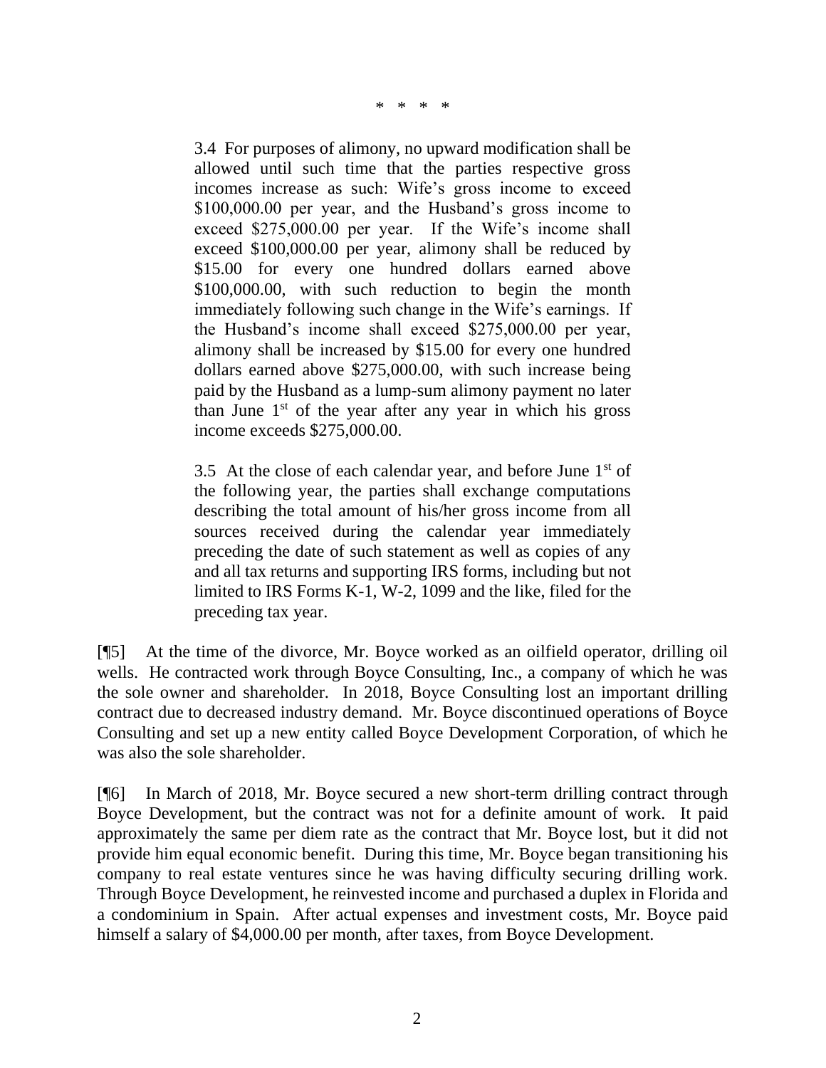\* \* \* \*

> 3.4 For purposes of alimony, no upward modification shall be allowed until such time that the parties respective gross incomes increase as such: Wife's gross income to exceed \$100,000.00 per year, and the Husband's gross income to exceed \$275,000.00 per year. If the Wife's income shall exceed \$100,000.00 per year, alimony shall be reduced by \$15.00 for every one hundred dollars earned above \$100,000.00, with such reduction to begin the month immediately following such change in the Wife's earnings. If the Husband's income shall exceed \$275,000.00 per year, alimony shall be increased by \$15.00 for every one hundred dollars earned above \$275,000.00, with such increase being paid by the Husband as a lump-sum alimony payment no later than June 1st of the year after any year in which his gross income exceeds \$275,000.00.
>
> 3.5 At the close of each calendar year, and before June 1st of the following year, the parties shall exchange computations describing the total amount of his/her gross income from all sources received during the calendar year immediately preceding the date of such statement as well as copies of any and all tax returns and supporting IRS forms, including but not limited to IRS Forms K-1, W-2, 1099 and the like, filed for the preceding tax year.

[¶5] At the time of the divorce, Mr. Boyce worked as an oilfield operator, drilling oil wells. He contracted work through Boyce Consulting, Inc., a company of which he was the sole owner and shareholder. In 2018, Boyce Consulting lost an important drilling contract due to decreased industry demand. Mr. Boyce discontinued operations of Boyce Consulting and set up a new entity called Boyce Development Corporation, of which he was also the sole shareholder.

[¶6] In March of 2018, Mr. Boyce secured a new short-term drilling contract through Boyce Development, but the contract was not for a definite amount of work. It paid approximately the same per diem rate as the contract that Mr. Boyce lost, but it did not provide him equal economic benefit. During this time, Mr. Boyce began transitioning his company to real estate ventures since he was having difficulty securing drilling work. Through Boyce Development, he reinvested income and purchased a duplex in Florida and a condominium in Spain. After actual expenses and investment costs, Mr. Boyce paid himself a salary of \$4,000.00 per month, after taxes, from Boyce Development.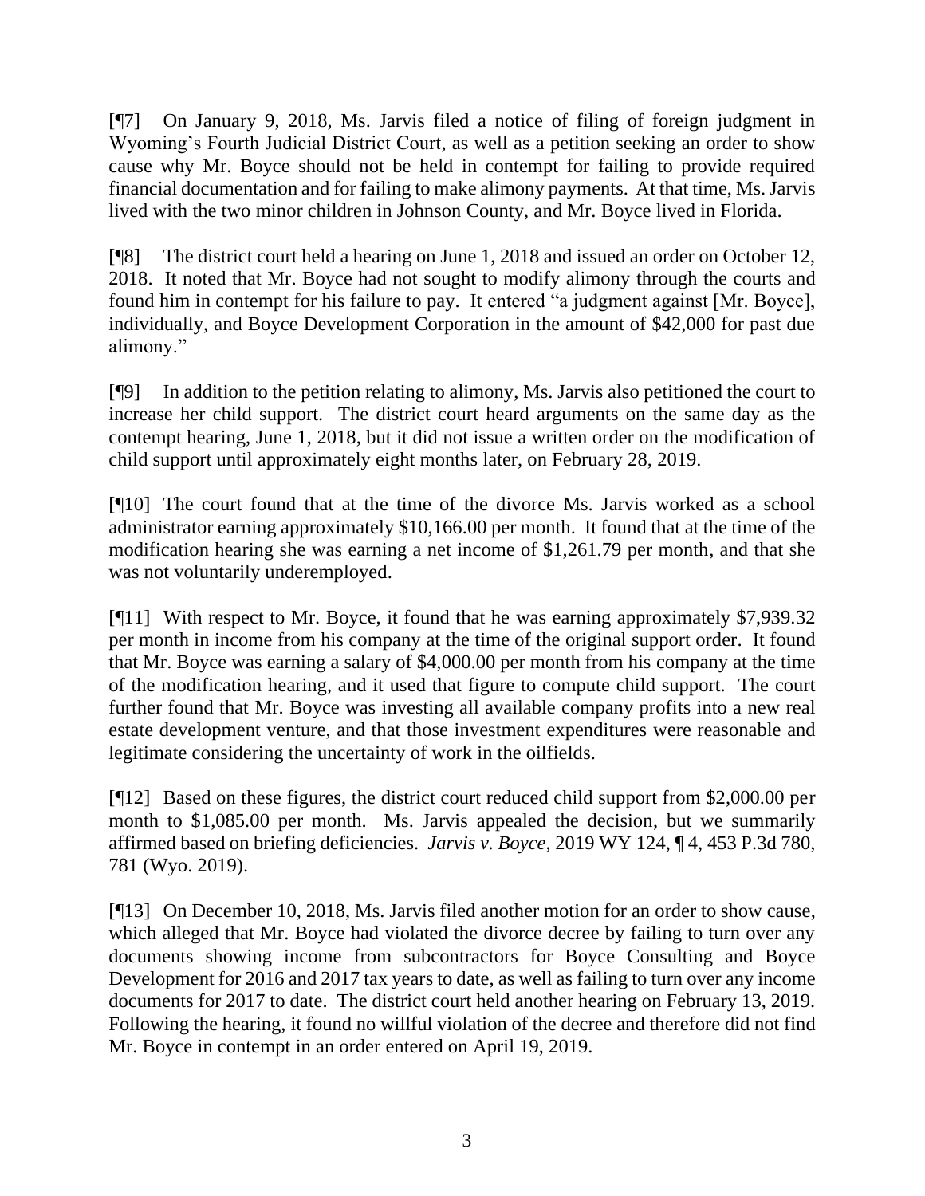[¶7] On January 9, 2018, Ms. Jarvis filed a notice of filing of foreign judgment in Wyoming's Fourth Judicial District Court, as well as a petition seeking an order to show cause why Mr. Boyce should not be held in contempt for failing to provide required financial documentation and for failing to make alimony payments. At that time, Ms. Jarvis lived with the two minor children in Johnson County, and Mr. Boyce lived in Florida.

[¶8] The district court held a hearing on June 1, 2018 and issued an order on October 12, 2018. It noted that Mr. Boyce had not sought to modify alimony through the courts and found him in contempt for his failure to pay. It entered "a judgment against [Mr. Boyce], individually, and Boyce Development Corporation in the amount of $42,000 for past due alimony."

[¶9] In addition to the petition relating to alimony, Ms. Jarvis also petitioned the court to increase her child support. The district court heard arguments on the same day as the contempt hearing, June 1, 2018, but it did not issue a written order on the modification of child support until approximately eight months later, on February 28, 2019.

[¶10] The court found that at the time of the divorce Ms. Jarvis worked as a school administrator earning approximately $10,166.00 per month. It found that at the time of the modification hearing she was earning a net income of $1,261.79 per month, and that she was not voluntarily underemployed.

[¶11] With respect to Mr. Boyce, it found that he was earning approximately $7,939.32 per month in income from his company at the time of the original support order. It found that Mr. Boyce was earning a salary of $4,000.00 per month from his company at the time of the modification hearing, and it used that figure to compute child support. The court further found that Mr. Boyce was investing all available company profits into a new real estate development venture, and that those investment expenditures were reasonable and legitimate considering the uncertainty of work in the oilfields.

[¶12] Based on these figures, the district court reduced child support from $2,000.00 per month to $1,085.00 per month. Ms. Jarvis appealed the decision, but we summarily affirmed based on briefing deficiencies. *Jarvis v. Boyce*, 2019 WY 124, ¶ 4, 453 P.3d 780, 781 (Wyo. 2019).

[¶13] On December 10, 2018, Ms. Jarvis filed another motion for an order to show cause, which alleged that Mr. Boyce had violated the divorce decree by failing to turn over any documents showing income from subcontractors for Boyce Consulting and Boyce Development for 2016 and 2017 tax years to date, as well as failing to turn over any income documents for 2017 to date. The district court held another hearing on February 13, 2019. Following the hearing, it found no willful violation of the decree and therefore did not find Mr. Boyce in contempt in an order entered on April 19, 2019.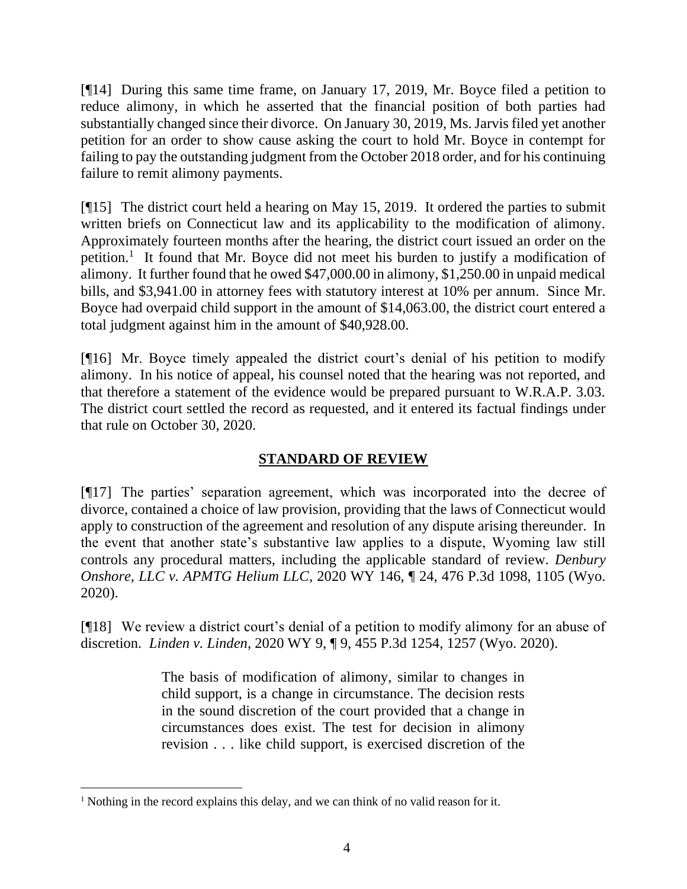[¶14] During this same time frame, on January 17, 2019, Mr. Boyce filed a petition to reduce alimony, in which he asserted that the financial position of both parties had substantially changed since their divorce. On January 30, 2019, Ms. Jarvis filed yet another petition for an order to show cause asking the court to hold Mr. Boyce in contempt for failing to pay the outstanding judgment from the October 2018 order, and for his continuing failure to remit alimony payments.

[¶15] The district court held a hearing on May 15, 2019. It ordered the parties to submit written briefs on Connecticut law and its applicability to the modification of alimony. Approximately fourteen months after the hearing, the district court issued an order on the petition.[1] It found that Mr. Boyce did not meet his burden to justify a modification of alimony. It further found that he owed $47,000.00 in alimony, $1,250.00 in unpaid medical bills, and $3,941.00 in attorney fees with statutory interest at 10% per annum. Since Mr. Boyce had overpaid child support in the amount of $14,063.00, the district court entered a total judgment against him in the amount of $40,928.00.

[¶16] Mr. Boyce timely appealed the district court's denial of his petition to modify alimony. In his notice of appeal, his counsel noted that the hearing was not reported, and that therefore a statement of the evidence would be prepared pursuant to W.R.A.P. 3.03. The district court settled the record as requested, and it entered its factual findings under that rule on October 30, 2020.

## STANDARD OF REVIEW

[¶17] The parties' separation agreement, which was incorporated into the decree of divorce, contained a choice of law provision, providing that the laws of Connecticut would apply to construction of the agreement and resolution of any dispute arising thereunder. In the event that another state's substantive law applies to a dispute, Wyoming law still controls any procedural matters, including the applicable standard of review. *Denbury Onshore, LLC v. APMTG Helium LLC*, 2020 WY 146, ¶ 24, 476 P.3d 1098, 1105 (Wyo. 2020).

[¶18] We review a district court's denial of a petition to modify alimony for an abuse of discretion. *Linden v. Linden*, 2020 WY 9, ¶ 9, 455 P.3d 1254, 1257 (Wyo. 2020).

> The basis of modification of alimony, similar to changes in child support, is a change in circumstance. The decision rests in the sound discretion of the court provided that a change in circumstances does exist. The test for decision in alimony revision . . . like child support, is exercised discretion of the

[1] Nothing in the record explains this delay, and we can think of no valid reason for it.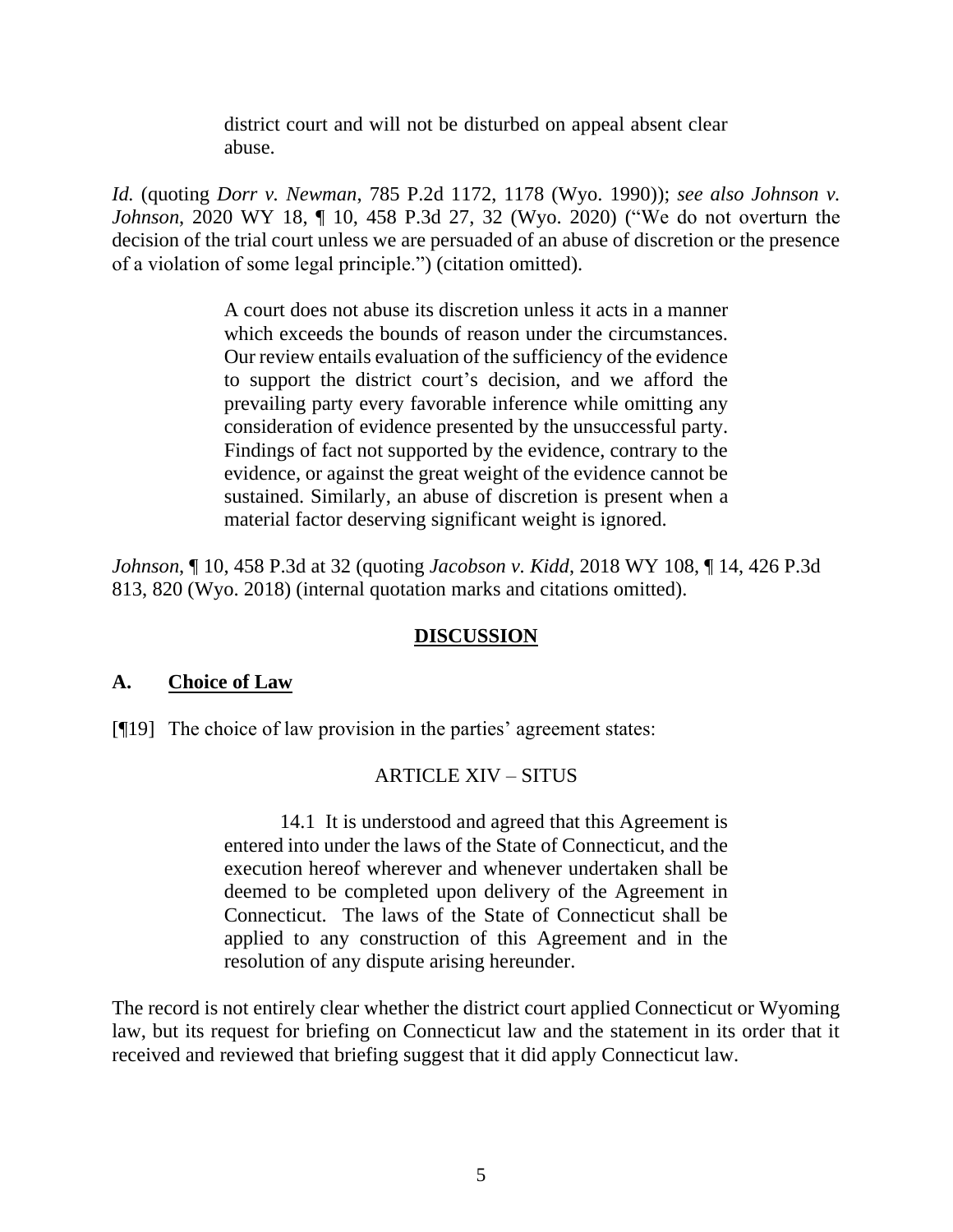> district court and will not be disturbed on appeal absent clear abuse.

*Id.* (quoting *Dorr v. Newman*, 785 P.2d 1172, 1178 (Wyo. 1990)); *see also Johnson v. Johnson*, 2020 WY 18, ¶ 10, 458 P.3d 27, 32 (Wyo. 2020) ("We do not overturn the decision of the trial court unless we are persuaded of an abuse of discretion or the presence of a violation of some legal principle.") (citation omitted).

> A court does not abuse its discretion unless it acts in a manner which exceeds the bounds of reason under the circumstances. Our review entails evaluation of the sufficiency of the evidence to support the district court's decision, and we afford the prevailing party every favorable inference while omitting any consideration of evidence presented by the unsuccessful party. Findings of fact not supported by the evidence, contrary to the evidence, or against the great weight of the evidence cannot be sustained. Similarly, an abuse of discretion is present when a material factor deserving significant weight is ignored.

*Johnson*, ¶ 10, 458 P.3d at 32 (quoting *Jacobson v. Kidd*, 2018 WY 108, ¶ 14, 426 P.3d 813, 820 (Wyo. 2018) (internal quotation marks and citations omitted).

## DISCUSSION

### A. Choice of Law

[¶19] The choice of law provision in the parties' agreement states:

> ARTICLE XIV – SITUS
>
> 14.1 It is understood and agreed that this Agreement is entered into under the laws of the State of Connecticut, and the execution hereof wherever and whenever undertaken shall be deemed to be completed upon delivery of the Agreement in Connecticut. The laws of the State of Connecticut shall be applied to any construction of this Agreement and in the resolution of any dispute arising hereunder.

The record is not entirely clear whether the district court applied Connecticut or Wyoming law, but its request for briefing on Connecticut law and the statement in its order that it received and reviewed that briefing suggest that it did apply Connecticut law.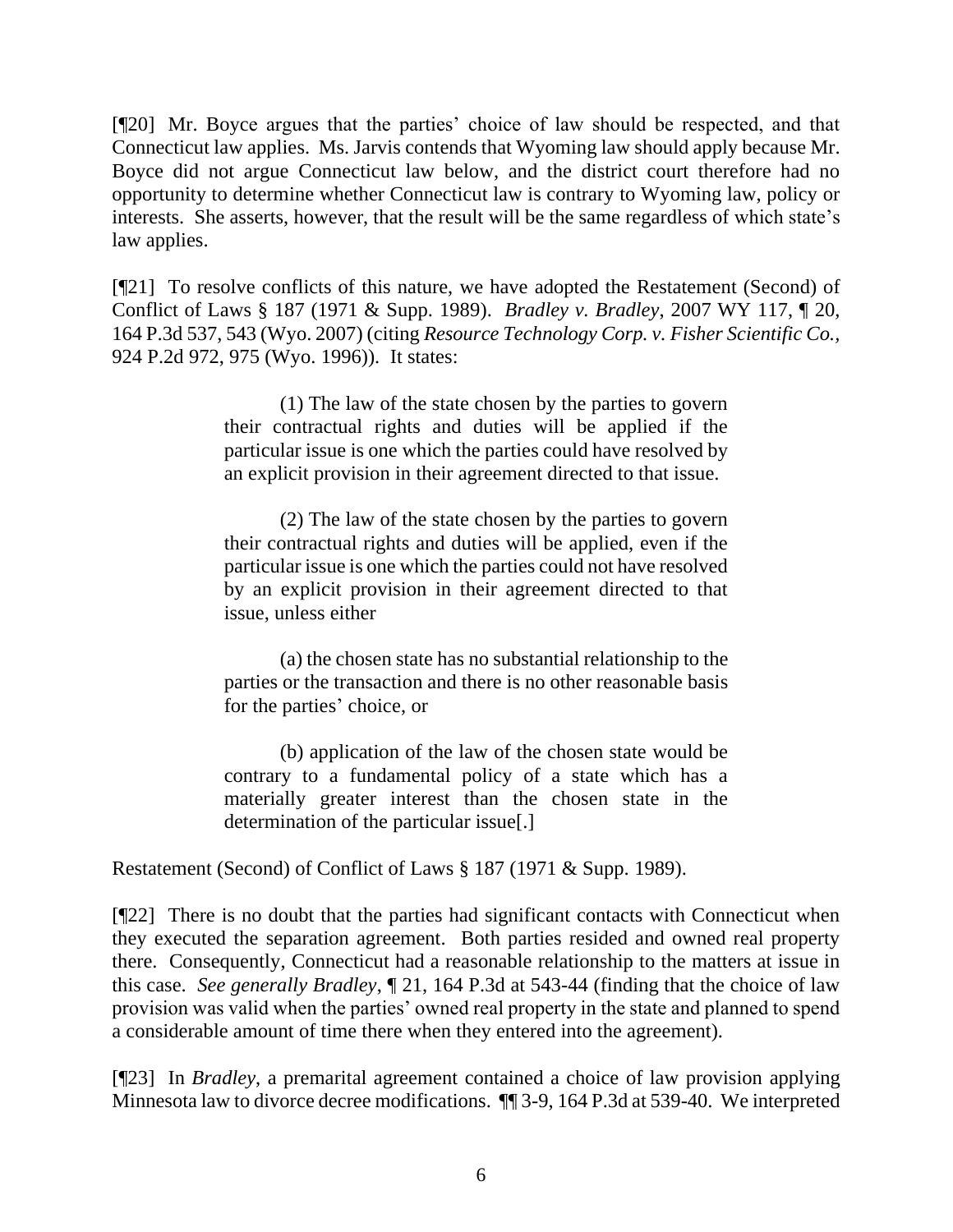[¶20] Mr. Boyce argues that the parties' choice of law should be respected, and that Connecticut law applies. Ms. Jarvis contends that Wyoming law should apply because Mr. Boyce did not argue Connecticut law below, and the district court therefore had no opportunity to determine whether Connecticut law is contrary to Wyoming law, policy or interests. She asserts, however, that the result will be the same regardless of which state's law applies.

[¶21] To resolve conflicts of this nature, we have adopted the Restatement (Second) of Conflict of Laws § 187 (1971 & Supp. 1989). *Bradley v. Bradley*, 2007 WY 117, ¶ 20, 164 P.3d 537, 543 (Wyo. 2007) (citing *Resource Technology Corp. v. Fisher Scientific Co.*, 924 P.2d 972, 975 (Wyo. 1996)). It states:

> (1) The law of the state chosen by the parties to govern their contractual rights and duties will be applied if the particular issue is one which the parties could have resolved by an explicit provision in their agreement directed to that issue.
>
> (2) The law of the state chosen by the parties to govern their contractual rights and duties will be applied, even if the particular issue is one which the parties could not have resolved by an explicit provision in their agreement directed to that issue, unless either
>
> (a) the chosen state has no substantial relationship to the parties or the transaction and there is no other reasonable basis for the parties' choice, or
>
> (b) application of the law of the chosen state would be contrary to a fundamental policy of a state which has a materially greater interest than the chosen state in the determination of the particular issue[.]

Restatement (Second) of Conflict of Laws § 187 (1971 & Supp. 1989).

[¶22] There is no doubt that the parties had significant contacts with Connecticut when they executed the separation agreement. Both parties resided and owned real property there. Consequently, Connecticut had a reasonable relationship to the matters at issue in this case. *See generally Bradley*, ¶ 21, 164 P.3d at 543-44 (finding that the choice of law provision was valid when the parties' owned real property in the state and planned to spend a considerable amount of time there when they entered into the agreement).

[¶23] In *Bradley*, a premarital agreement contained a choice of law provision applying Minnesota law to divorce decree modifications. ¶¶ 3-9, 164 P.3d at 539-40. We interpreted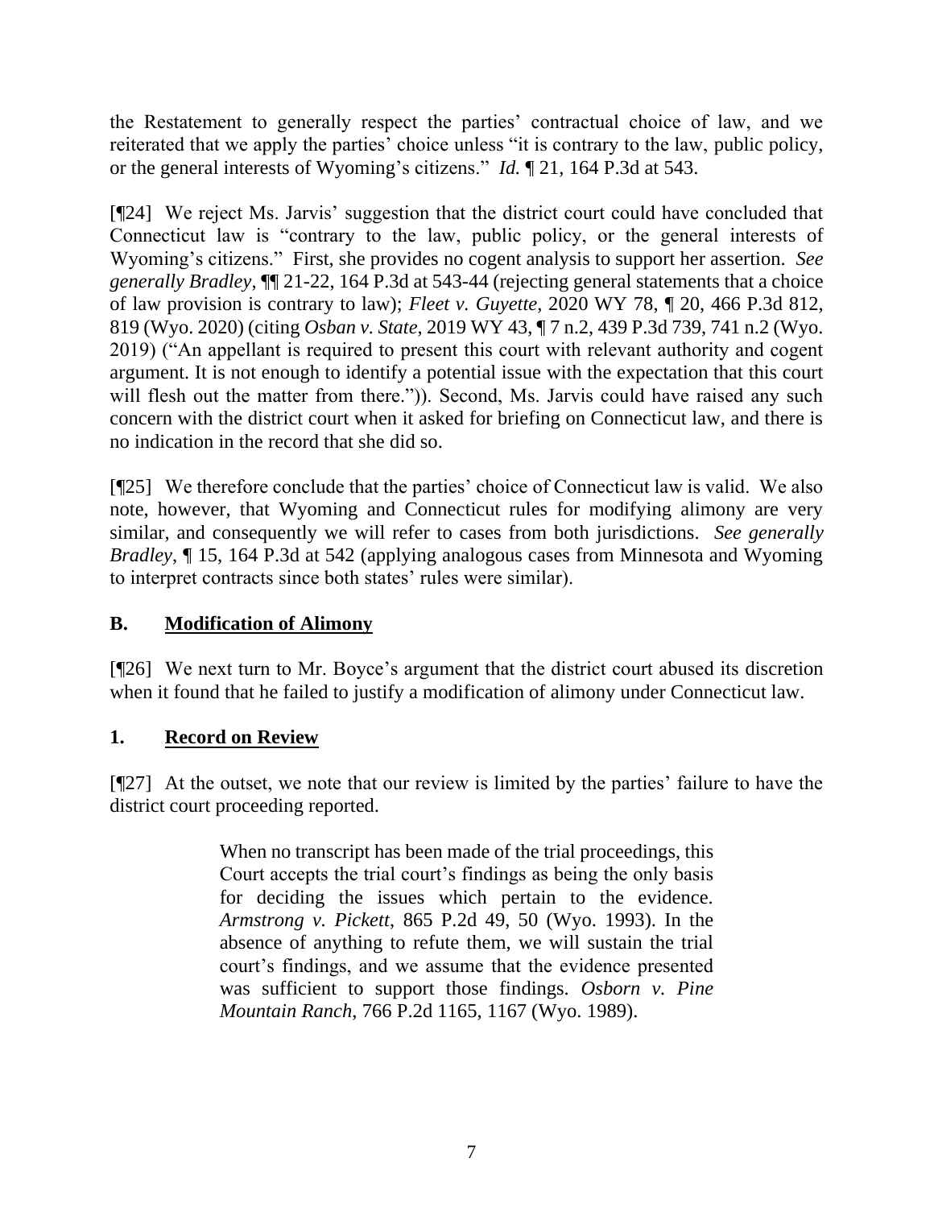the Restatement to generally respect the parties' contractual choice of law, and we reiterated that we apply the parties' choice unless "it is contrary to the law, public policy, or the general interests of Wyoming's citizens." *Id.* ¶ 21, 164 P.3d at 543.

[¶24] We reject Ms. Jarvis' suggestion that the district court could have concluded that Connecticut law is "contrary to the law, public policy, or the general interests of Wyoming's citizens." First, she provides no cogent analysis to support her assertion. *See generally Bradley*, ¶¶ 21-22, 164 P.3d at 543-44 (rejecting general statements that a choice of law provision is contrary to law); *Fleet v. Guyette*, 2020 WY 78, ¶ 20, 466 P.3d 812, 819 (Wyo. 2020) (citing *Osban v. State*, 2019 WY 43, ¶ 7 n.2, 439 P.3d 739, 741 n.2 (Wyo. 2019) ("An appellant is required to present this court with relevant authority and cogent argument. It is not enough to identify a potential issue with the expectation that this court will flesh out the matter from there.")). Second, Ms. Jarvis could have raised any such concern with the district court when it asked for briefing on Connecticut law, and there is no indication in the record that she did so.

[¶25] We therefore conclude that the parties' choice of Connecticut law is valid. We also note, however, that Wyoming and Connecticut rules for modifying alimony are very similar, and consequently we will refer to cases from both jurisdictions. *See generally Bradley*, ¶ 15, 164 P.3d at 542 (applying analogous cases from Minnesota and Wyoming to interpret contracts since both states' rules were similar).

## B. Modification of Alimony

[¶26] We next turn to Mr. Boyce's argument that the district court abused its discretion when it found that he failed to justify a modification of alimony under Connecticut law.

### 1. Record on Review

[¶27] At the outset, we note that our review is limited by the parties' failure to have the district court proceeding reported.

> When no transcript has been made of the trial proceedings, this Court accepts the trial court's findings as being the only basis for deciding the issues which pertain to the evidence. *Armstrong v. Pickett*, 865 P.2d 49, 50 (Wyo. 1993). In the absence of anything to refute them, we will sustain the trial court's findings, and we assume that the evidence presented was sufficient to support those findings. *Osborn v. Pine Mountain Ranch*, 766 P.2d 1165, 1167 (Wyo. 1989).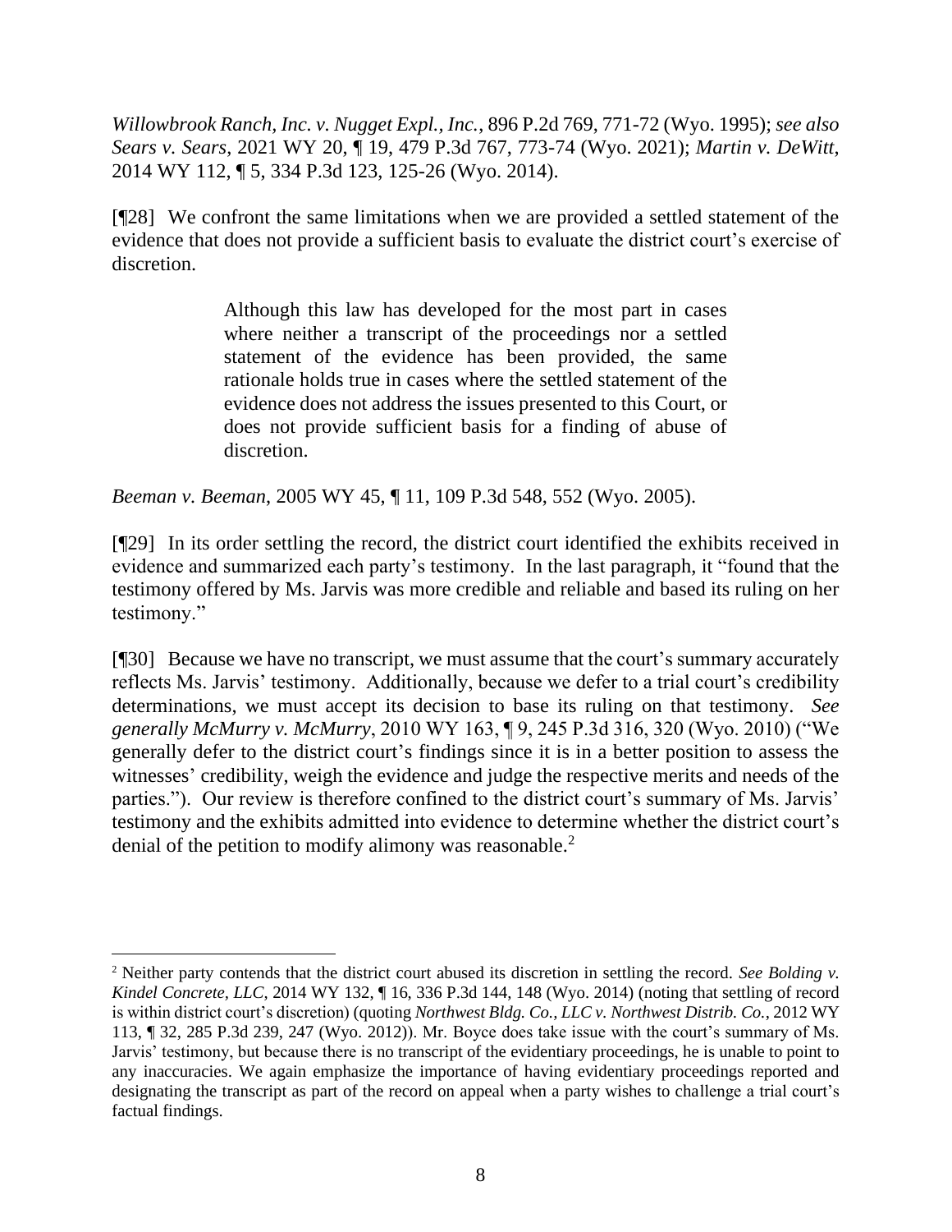*Willowbrook Ranch, Inc. v. Nugget Expl., Inc.*, 896 P.2d 769, 771-72 (Wyo. 1995); *see also Sears v. Sears*, 2021 WY 20, ¶ 19, 479 P.3d 767, 773-74 (Wyo. 2021); *Martin v. DeWitt*, 2014 WY 112, ¶ 5, 334 P.3d 123, 125-26 (Wyo. 2014).

[¶28] We confront the same limitations when we are provided a settled statement of the evidence that does not provide a sufficient basis to evaluate the district court's exercise of discretion.

> Although this law has developed for the most part in cases where neither a transcript of the proceedings nor a settled statement of the evidence has been provided, the same rationale holds true in cases where the settled statement of the evidence does not address the issues presented to this Court, or does not provide sufficient basis for a finding of abuse of discretion.

*Beeman v. Beeman*, 2005 WY 45, ¶ 11, 109 P.3d 548, 552 (Wyo. 2005).

[¶29] In its order settling the record, the district court identified the exhibits received in evidence and summarized each party's testimony. In the last paragraph, it "found that the testimony offered by Ms. Jarvis was more credible and reliable and based its ruling on her testimony."

[¶30] Because we have no transcript, we must assume that the court's summary accurately reflects Ms. Jarvis' testimony. Additionally, because we defer to a trial court's credibility determinations, we must accept its decision to base its ruling on that testimony. *See generally McMurry v. McMurry*, 2010 WY 163, ¶ 9, 245 P.3d 316, 320 (Wyo. 2010) ("We generally defer to the district court's findings since it is in a better position to assess the witnesses' credibility, weigh the evidence and judge the respective merits and needs of the parties."). Our review is therefore confined to the district court's summary of Ms. Jarvis' testimony and the exhibits admitted into evidence to determine whether the district court's denial of the petition to modify alimony was reasonable.[2]

---

[2] Neither party contends that the district court abused its discretion in settling the record. *See Bolding v. Kindel Concrete, LLC*, 2014 WY 132, ¶ 16, 336 P.3d 144, 148 (Wyo. 2014) (noting that settling of record is within district court's discretion) (quoting *Northwest Bldg. Co., LLC v. Northwest Distrib. Co.*, 2012 WY 113, ¶ 32, 285 P.3d 239, 247 (Wyo. 2012)). Mr. Boyce does take issue with the court's summary of Ms. Jarvis' testimony, but because there is no transcript of the evidentiary proceedings, he is unable to point to any inaccuracies. We again emphasize the importance of having evidentiary proceedings reported and designating the transcript as part of the record on appeal when a party wishes to challenge a trial court's factual findings.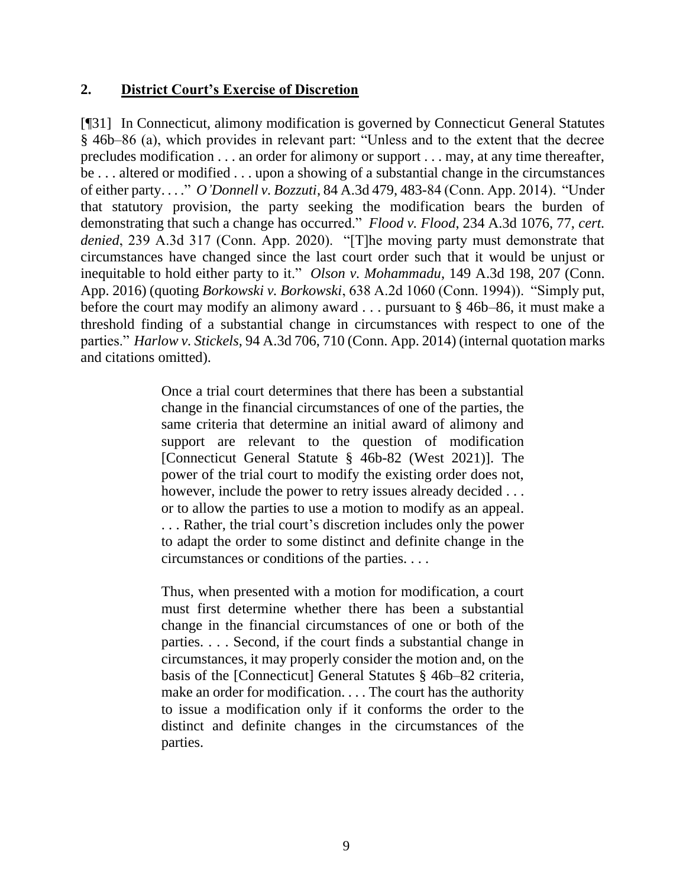## 2. **District Court's Exercise of Discretion**

[¶31] In Connecticut, alimony modification is governed by Connecticut General Statutes § 46b–86 (a), which provides in relevant part: "Unless and to the extent that the decree precludes modification . . . an order for alimony or support . . . may, at any time thereafter, be . . . altered or modified . . . upon a showing of a substantial change in the circumstances of either party. . . ." *O'Donnell v. Bozzuti*, 84 A.3d 479, 483-84 (Conn. App. 2014). "Under that statutory provision, the party seeking the modification bears the burden of demonstrating that such a change has occurred." *Flood v. Flood*, 234 A.3d 1076, 77, *cert. denied*, 239 A.3d 317 (Conn. App. 2020). "[T]he moving party must demonstrate that circumstances have changed since the last court order such that it would be unjust or inequitable to hold either party to it." *Olson v. Mohammadu*, 149 A.3d 198, 207 (Conn. App. 2016) (quoting *Borkowski v. Borkowski*, 638 A.2d 1060 (Conn. 1994)). "Simply put, before the court may modify an alimony award . . . pursuant to § 46b–86, it must make a threshold finding of a substantial change in circumstances with respect to one of the parties." *Harlow v. Stickels*, 94 A.3d 706, 710 (Conn. App. 2014) (internal quotation marks and citations omitted).

> Once a trial court determines that there has been a substantial change in the financial circumstances of one of the parties, the same criteria that determine an initial award of alimony and support are relevant to the question of modification [Connecticut General Statute § 46b-82 (West 2021)]. The power of the trial court to modify the existing order does not, however, include the power to retry issues already decided . . . or to allow the parties to use a motion to modify as an appeal. . . . Rather, the trial court's discretion includes only the power to adapt the order to some distinct and definite change in the circumstances or conditions of the parties. . . .
>
> Thus, when presented with a motion for modification, a court must first determine whether there has been a substantial change in the financial circumstances of one or both of the parties. . . . Second, if the court finds a substantial change in circumstances, it may properly consider the motion and, on the basis of the [Connecticut] General Statutes § 46b–82 criteria, make an order for modification. . . . The court has the authority to issue a modification only if it conforms the order to the distinct and definite changes in the circumstances of the parties.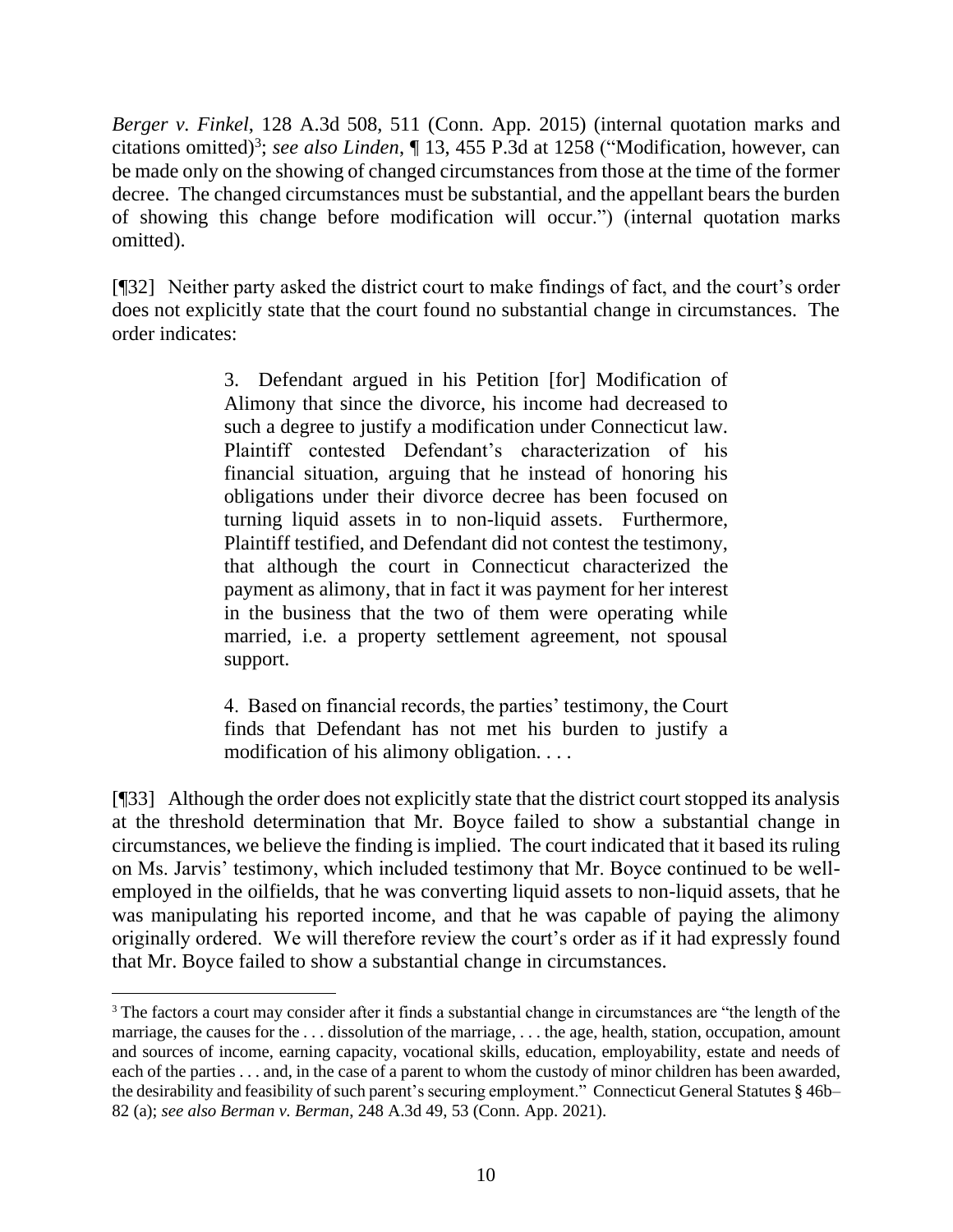*Berger v. Finkel*, 128 A.3d 508, 511 (Conn. App. 2015) (internal quotation marks and citations omitted)[3]; *see also Linden*, ¶ 13, 455 P.3d at 1258 ("Modification, however, can be made only on the showing of changed circumstances from those at the time of the former decree. The changed circumstances must be substantial, and the appellant bears the burden of showing this change before modification will occur.") (internal quotation marks omitted).

[¶32] Neither party asked the district court to make findings of fact, and the court's order does not explicitly state that the court found no substantial change in circumstances. The order indicates:

> 3. Defendant argued in his Petition [for] Modification of Alimony that since the divorce, his income had decreased to such a degree to justify a modification under Connecticut law. Plaintiff contested Defendant's characterization of his financial situation, arguing that he instead of honoring his obligations under their divorce decree has been focused on turning liquid assets in to non-liquid assets. Furthermore, Plaintiff testified, and Defendant did not contest the testimony, that although the court in Connecticut characterized the payment as alimony, that in fact it was payment for her interest in the business that the two of them were operating while married, i.e. a property settlement agreement, not spousal support.
>
> 4. Based on financial records, the parties' testimony, the Court finds that Defendant has not met his burden to justify a modification of his alimony obligation. . . .

[¶33] Although the order does not explicitly state that the district court stopped its analysis at the threshold determination that Mr. Boyce failed to show a substantial change in circumstances, we believe the finding is implied. The court indicated that it based its ruling on Ms. Jarvis' testimony, which included testimony that Mr. Boyce continued to be well-employed in the oilfields, that he was converting liquid assets to non-liquid assets, that he was manipulating his reported income, and that he was capable of paying the alimony originally ordered. We will therefore review the court's order as if it had expressly found that Mr. Boyce failed to show a substantial change in circumstances.

---

[3] The factors a court may consider after it finds a substantial change in circumstances are "the length of the marriage, the causes for the . . . dissolution of the marriage, . . . the age, health, station, occupation, amount and sources of income, earning capacity, vocational skills, education, employability, estate and needs of each of the parties . . . and, in the case of a parent to whom the custody of minor children has been awarded, the desirability and feasibility of such parent's securing employment." Connecticut General Statutes § 46b–82 (a); *see also Berman v. Berman*, 248 A.3d 49, 53 (Conn. App. 2021).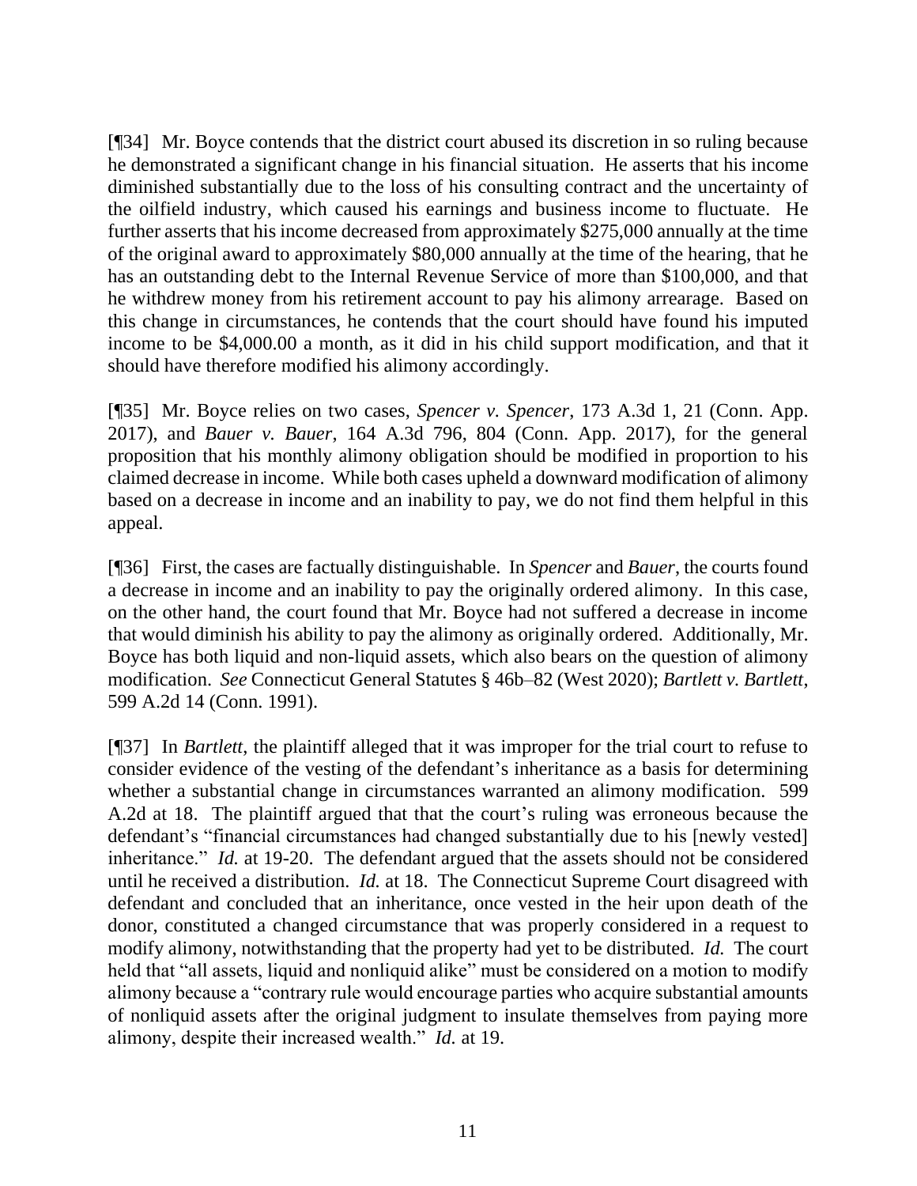[¶34] Mr. Boyce contends that the district court abused its discretion in so ruling because he demonstrated a significant change in his financial situation. He asserts that his income diminished substantially due to the loss of his consulting contract and the uncertainty of the oilfield industry, which caused his earnings and business income to fluctuate. He further asserts that his income decreased from approximately $275,000 annually at the time of the original award to approximately $80,000 annually at the time of the hearing, that he has an outstanding debt to the Internal Revenue Service of more than $100,000, and that he withdrew money from his retirement account to pay his alimony arrearage. Based on this change in circumstances, he contends that the court should have found his imputed income to be $4,000.00 a month, as it did in his child support modification, and that it should have therefore modified his alimony accordingly.

[¶35] Mr. Boyce relies on two cases, *Spencer v. Spencer*, 173 A.3d 1, 21 (Conn. App. 2017), and *Bauer v. Bauer*, 164 A.3d 796, 804 (Conn. App. 2017), for the general proposition that his monthly alimony obligation should be modified in proportion to his claimed decrease in income. While both cases upheld a downward modification of alimony based on a decrease in income and an inability to pay, we do not find them helpful in this appeal.

[¶36] First, the cases are factually distinguishable. In *Spencer* and *Bauer*, the courts found a decrease in income and an inability to pay the originally ordered alimony. In this case, on the other hand, the court found that Mr. Boyce had not suffered a decrease in income that would diminish his ability to pay the alimony as originally ordered. Additionally, Mr. Boyce has both liquid and non-liquid assets, which also bears on the question of alimony modification. *See* Connecticut General Statutes § 46b–82 (West 2020); *Bartlett v. Bartlett*, 599 A.2d 14 (Conn. 1991).

[¶37] In *Bartlett*, the plaintiff alleged that it was improper for the trial court to refuse to consider evidence of the vesting of the defendant's inheritance as a basis for determining whether a substantial change in circumstances warranted an alimony modification. 599 A.2d at 18. The plaintiff argued that that the court's ruling was erroneous because the defendant's "financial circumstances had changed substantially due to his [newly vested] inheritance." *Id.* at 19-20. The defendant argued that the assets should not be considered until he received a distribution. *Id.* at 18. The Connecticut Supreme Court disagreed with defendant and concluded that an inheritance, once vested in the heir upon death of the donor, constituted a changed circumstance that was properly considered in a request to modify alimony, notwithstanding that the property had yet to be distributed. *Id.* The court held that "all assets, liquid and nonliquid alike" must be considered on a motion to modify alimony because a "contrary rule would encourage parties who acquire substantial amounts of nonliquid assets after the original judgment to insulate themselves from paying more alimony, despite their increased wealth." *Id.* at 19.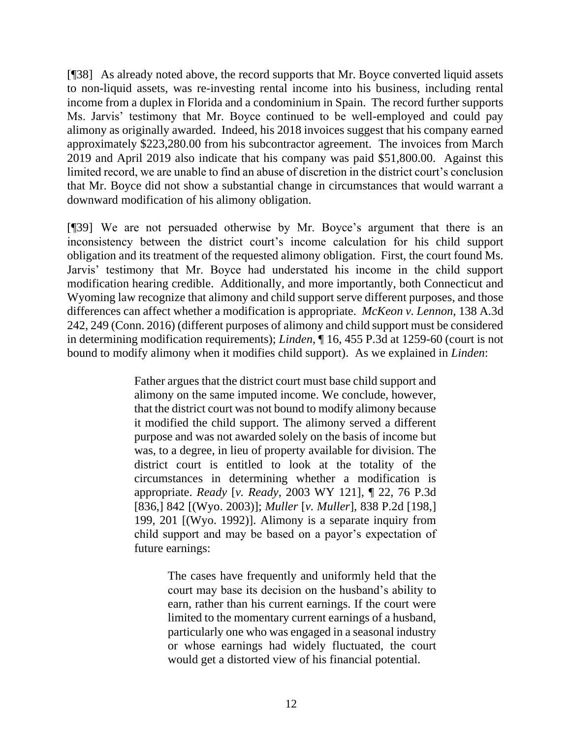[¶38] As already noted above, the record supports that Mr. Boyce converted liquid assets to non-liquid assets, was re-investing rental income into his business, including rental income from a duplex in Florida and a condominium in Spain. The record further supports Ms. Jarvis' testimony that Mr. Boyce continued to be well-employed and could pay alimony as originally awarded. Indeed, his 2018 invoices suggest that his company earned approximately $223,280.00 from his subcontractor agreement. The invoices from March 2019 and April 2019 also indicate that his company was paid $51,800.00. Against this limited record, we are unable to find an abuse of discretion in the district court's conclusion that Mr. Boyce did not show a substantial change in circumstances that would warrant a downward modification of his alimony obligation.

[¶39] We are not persuaded otherwise by Mr. Boyce's argument that there is an inconsistency between the district court's income calculation for his child support obligation and its treatment of the requested alimony obligation. First, the court found Ms. Jarvis' testimony that Mr. Boyce had understated his income in the child support modification hearing credible. Additionally, and more importantly, both Connecticut and Wyoming law recognize that alimony and child support serve different purposes, and those differences can affect whether a modification is appropriate. *McKeon v. Lennon*, 138 A.3d 242, 249 (Conn. 2016) (different purposes of alimony and child support must be considered in determining modification requirements); *Linden*, ¶ 16, 455 P.3d at 1259-60 (court is not bound to modify alimony when it modifies child support). As we explained in *Linden*:

> Father argues that the district court must base child support and alimony on the same imputed income. We conclude, however, that the district court was not bound to modify alimony because it modified the child support. The alimony served a different purpose and was not awarded solely on the basis of income but was, to a degree, in lieu of property available for division. The district court is entitled to look at the totality of the circumstances in determining whether a modification is appropriate. *Ready* [*v. Ready*, 2003 WY 121], ¶ 22, 76 P.3d [836,] 842 [(Wyo. 2003)]; *Muller* [*v. Muller*], 838 P.2d [198,] 199, 201 [(Wyo. 1992)]. Alimony is a separate inquiry from child support and may be based on a payor's expectation of future earnings:
>
> > The cases have frequently and uniformly held that the court may base its decision on the husband's ability to earn, rather than his current earnings. If the court were limited to the momentary current earnings of a husband, particularly one who was engaged in a seasonal industry or whose earnings had widely fluctuated, the court would get a distorted view of his financial potential.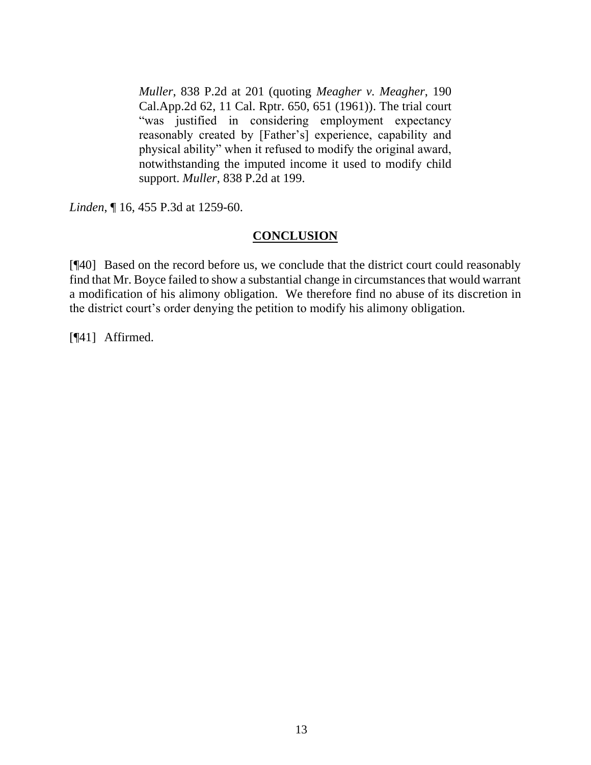> *Muller*, 838 P.2d at 201 (quoting *Meagher v. Meagher*, 190 Cal.App.2d 62, 11 Cal. Rptr. 650, 651 (1961)). The trial court "was justified in considering employment expectancy reasonably created by [Father's] experience, capability and physical ability" when it refused to modify the original award, notwithstanding the imputed income it used to modify child support. *Muller*, 838 P.2d at 199.

*Linden*, ¶ 16, 455 P.3d at 1259-60.

## **CONCLUSION**

[¶40] Based on the record before us, we conclude that the district court could reasonably find that Mr. Boyce failed to show a substantial change in circumstances that would warrant a modification of his alimony obligation. We therefore find no abuse of its discretion in the district court's order denying the petition to modify his alimony obligation.

[¶41] Affirmed.